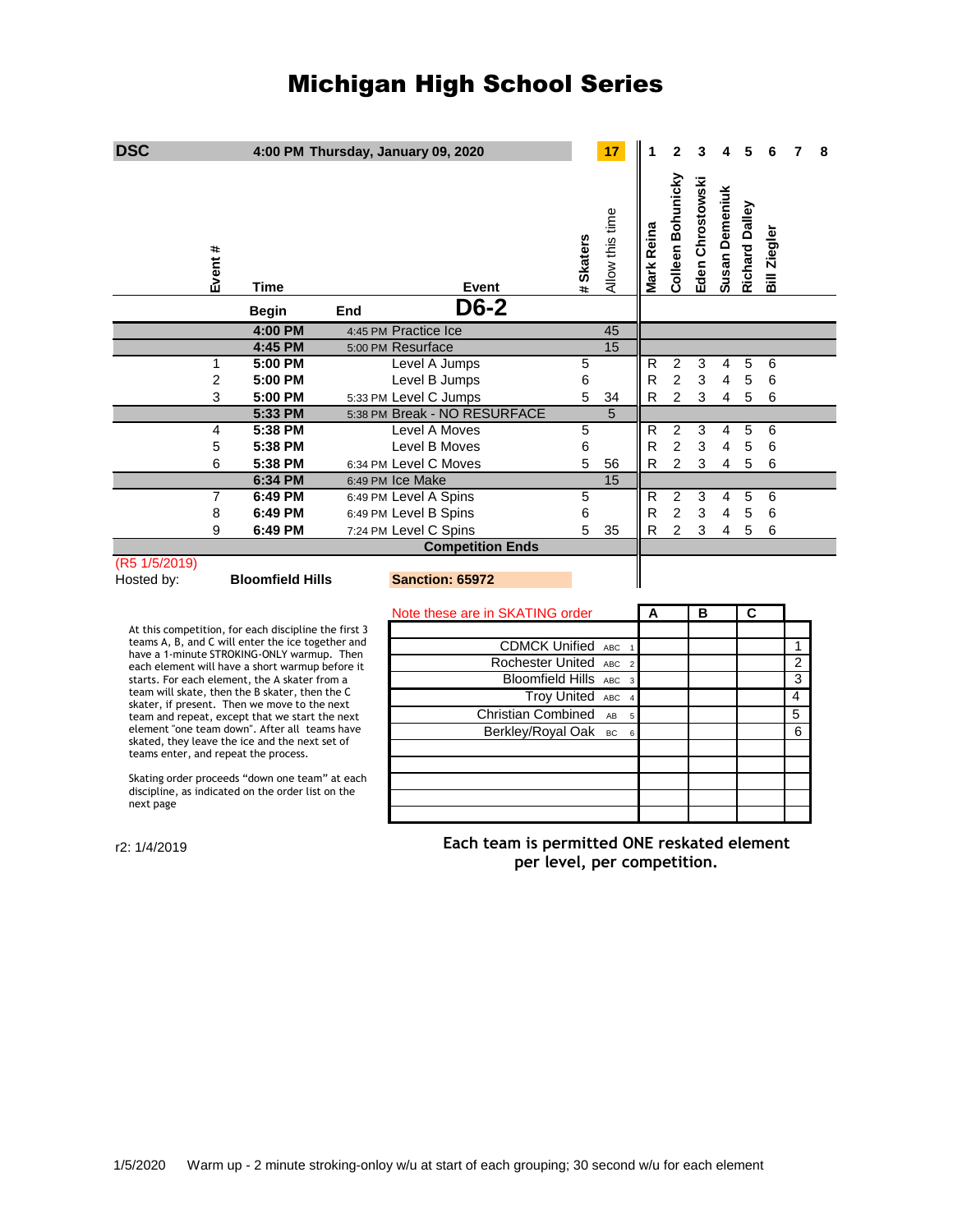# Michigan High School Series

| DSC | 4:00 PM Thursday, January 09, 2020 | | | | 17 | 1 | 2 | 3 | 4 | 5 | 6 | 7 | 8 |
|---|---|---|---|---|---|---|---|---|---|---|---|---|---|
| Event # | Time | | Event | # Skaters | Allow this time | Mark Reina | Colleen Bohunicky | Eden Chrostowski | Susan Demeniuk | Richard Dalley | Bill Ziegler | | |
| | Begin | End | D6-2 | | | | | | | | | | |
| | 4:00 PM | 4:45 PM | Practice Ice | | 45 | | | | | | | | |
| | 4:45 PM | 5:00 PM | Resurface | | 15 | | | | | | | | |
| 1 | 5:00 PM | | Level A Jumps | 5 | | R | 2 | 3 | 4 | 5 | 6 | | |
| 2 | 5:00 PM | | Level B Jumps | 6 | | R | 2 | 3 | 4 | 5 | 6 | | |
| 3 | 5:00 PM | 5:33 PM | Level C Jumps | 5 | 34 | R | 2 | 3 | 4 | 5 | 6 | | |
| | 5:33 PM | 5:38 PM | Break - NO RESURFACE | | 5 | | | | | | | | |
| 4 | 5:38 PM | | Level A Moves | 5 | | R | 2 | 3 | 4 | 5 | 6 | | |
| 5 | 5:38 PM | | Level B Moves | 6 | | R | 2 | 3 | 4 | 5 | 6 | | |
| 6 | 5:38 PM | 6:34 PM | Level C Moves | 5 | 56 | R | 2 | 3 | 4 | 5 | 6 | | |
| | 6:34 PM | 6:49 PM | Ice Make | | 15 | | | | | | | | |
| 7 | 6:49 PM | 6:49 PM | Level A Spins | 5 | | R | 2 | 3 | 4 | 5 | 6 | | |
| 8 | 6:49 PM | 6:49 PM | Level B Spins | 6 | | R | 2 | 3 | 4 | 5 | 6 | | |
| 9 | 6:49 PM | 7:24 PM | Level C Spins | 5 | 35 | R | 2 | 3 | 4 | 5 | 6 | | |
| | | | Competition Ends | | | | | | | | | | |

(R5 1/5/2019)

Hosted by: **Bloomfield Hills** **Sanction: 65972**

At this competition, for each discipline the first 3 teams A, B, and C will enter the ice together and have a 1-minute STROKING-ONLY warmup. Then each element will have a short warmup before it starts. For each element, the A skater from a team will skate, then the B skater, then the C skater, if present. Then we move to the next team and repeat, except that we start the next element "one team down". After all teams have skated, they leave the ice and the next set of teams enter, and repeat the process.

Skating order proceeds "down one team" at each discipline, as indicated on the order list on the next page

| Note these are in SKATING order | | | A | B | C | |
|---|---|---|---|---|---|---|
| CDMCK Unified | ABC | 1 | | | | 1 |
| Rochester United | ABC | 2 | | | | 2 |
| Bloomfield Hills | ABC | 3 | | | | 3 |
| Troy United | ABC | 4 | | | | 4 |
| Christian Combined | AB | 5 | | | | 5 |
| Berkley/Royal Oak | BC | 6 | | | | 6 |

r2: 1/4/2019

**Each team is permitted ONE reskated element per level, per competition.**

1/5/2020 Warm up - 2 minute stroking-onloy w/u at start of each grouping; 30 second w/u for each element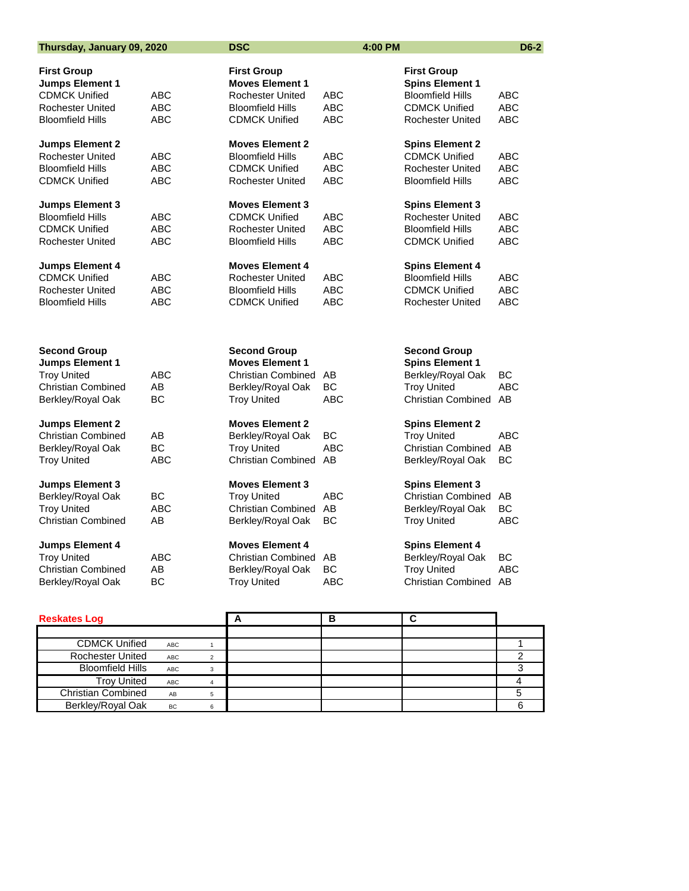| Thursday, January 09, 2020 | | DSC | | 4:00 PM | | D6-2 |
|---|---|---|---|---|---|---|

**First Group**

| Jumps Element 1 | | Moves Element 1 | | Spins Element 1 | |
|---|---|---|---|---|---|
| CDMCK Unified | ABC | Rochester United | ABC | Bloomfield Hills | ABC |
| Rochester United | ABC | Bloomfield Hills | ABC | CDMCK Unified | ABC |
| Bloomfield Hills | ABC | CDMCK Unified | ABC | Rochester United | ABC |
| **Jumps Element 2** | | **Moves Element 2** | | **Spins Element 2** | |
| Rochester United | ABC | Bloomfield Hills | ABC | CDMCK Unified | ABC |
| Bloomfield Hills | ABC | CDMCK Unified | ABC | Rochester United | ABC |
| CDMCK Unified | ABC | Rochester United | ABC | Bloomfield Hills | ABC |
| **Jumps Element 3** | | **Moves Element 3** | | **Spins Element 3** | |
| Bloomfield Hills | ABC | CDMCK Unified | ABC | Rochester United | ABC |
| CDMCK Unified | ABC | Rochester United | ABC | Bloomfield Hills | ABC |
| Rochester United | ABC | Bloomfield Hills | ABC | CDMCK Unified | ABC |
| **Jumps Element 4** | | **Moves Element 4** | | **Spins Element 4** | |
| CDMCK Unified | ABC | Rochester United | ABC | Bloomfield Hills | ABC |
| Rochester United | ABC | Bloomfield Hills | ABC | CDMCK Unified | ABC |
| Bloomfield Hills | ABC | CDMCK Unified | ABC | Rochester United | ABC |

**Second Group**

| Jumps Element 1 | | Moves Element 1 | | Spins Element 1 | |
|---|---|---|---|---|---|
| Troy United | ABC | Christian Combined | AB | Berkley/Royal Oak | BC |
| Christian Combined | AB | Berkley/Royal Oak | BC | Troy United | ABC |
| Berkley/Royal Oak | BC | Troy United | ABC | Christian Combined | AB |
| **Jumps Element 2** | | **Moves Element 2** | | **Spins Element 2** | |
| Christian Combined | AB | Berkley/Royal Oak | BC | Troy United | ABC |
| Berkley/Royal Oak | BC | Troy United | ABC | Christian Combined | AB |
| Troy United | ABC | Christian Combined | AB | Berkley/Royal Oak | BC |
| **Jumps Element 3** | | **Moves Element 3** | | **Spins Element 3** | |
| Berkley/Royal Oak | BC | Troy United | ABC | Christian Combined | AB |
| Troy United | ABC | Christian Combined | AB | Berkley/Royal Oak | BC |
| Christian Combined | AB | Berkley/Royal Oak | BC | Troy United | ABC |
| **Jumps Element 4** | | **Moves Element 4** | | **Spins Element 4** | |
| Troy United | ABC | Christian Combined | AB | Berkley/Royal Oak | BC |
| Christian Combined | AB | Berkley/Royal Oak | BC | Troy United | ABC |
| Berkley/Royal Oak | BC | Troy United | ABC | Christian Combined | AB |

**Reskates Log**

| | | | A | B | C | |
|---|---|---|---|---|---|---|
| CDMCK Unified | ABC | 1 | | | | 1 |
| Rochester United | ABC | 2 | | | | 2 |
| Bloomfield Hills | ABC | 3 | | | | 3 |
| Troy United | ABC | 4 | | | | 4 |
| Christian Combined | AB | 5 | | | | 5 |
| Berkley/Royal Oak | BC | 6 | | | | 6 |